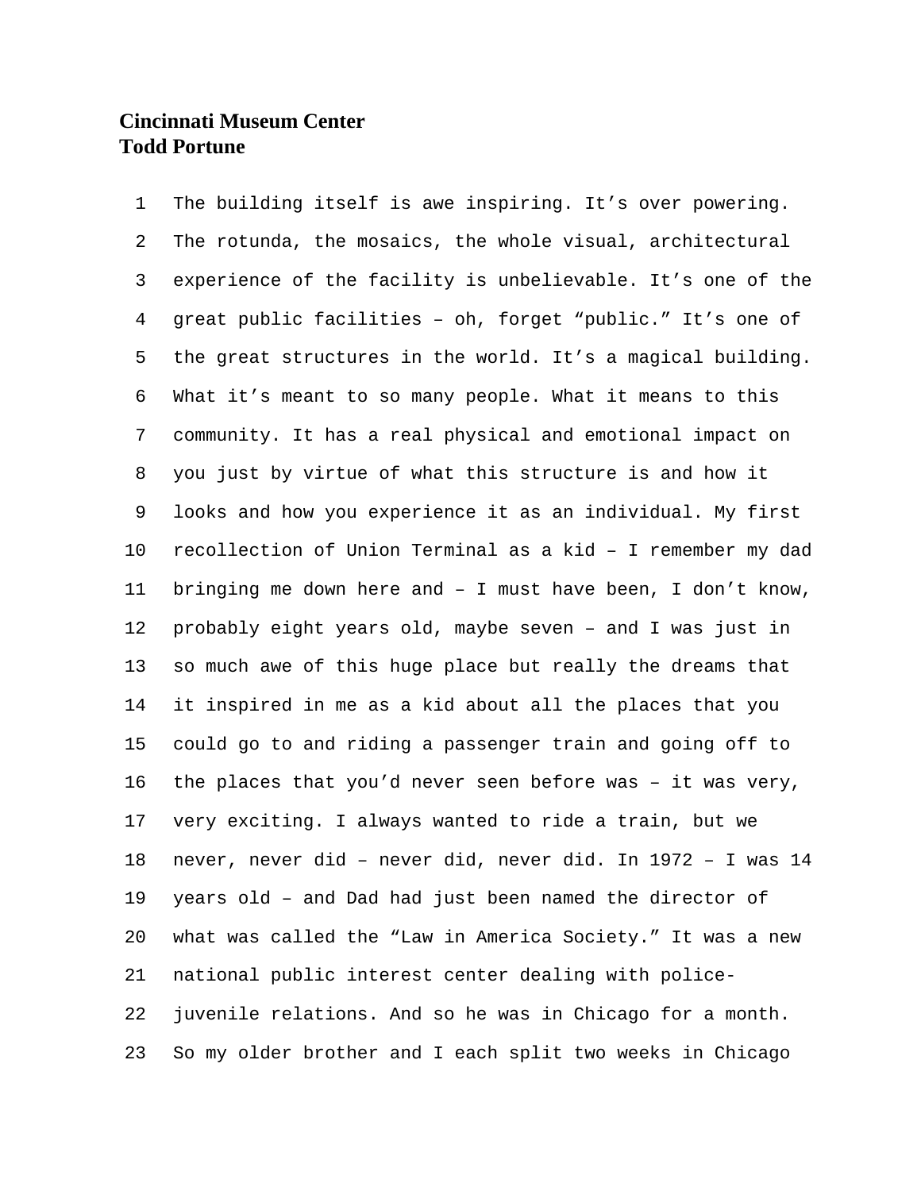**Cincinnati Museum Center**
**Todd Portune**

The building itself is awe inspiring. It's over powering. The rotunda, the mosaics, the whole visual, architectural experience of the facility is unbelievable. It's one of the great public facilities – oh, forget "public." It's one of the great structures in the world. It's a magical building. What it's meant to so many people. What it means to this community. It has a real physical and emotional impact on you just by virtue of what this structure is and how it looks and how you experience it as an individual. My first recollection of Union Terminal as a kid – I remember my dad bringing me down here and – I must have been, I don't know, probably eight years old, maybe seven – and I was just in so much awe of this huge place but really the dreams that it inspired in me as a kid about all the places that you could go to and riding a passenger train and going off to the places that you'd never seen before was – it was very, very exciting. I always wanted to ride a train, but we never, never did – never did, never did. In 1972 – I was 14 years old – and Dad had just been named the director of what was called the "Law in America Society." It was a new national public interest center dealing with police-juvenile relations. And so he was in Chicago for a month. So my older brother and I each split two weeks in Chicago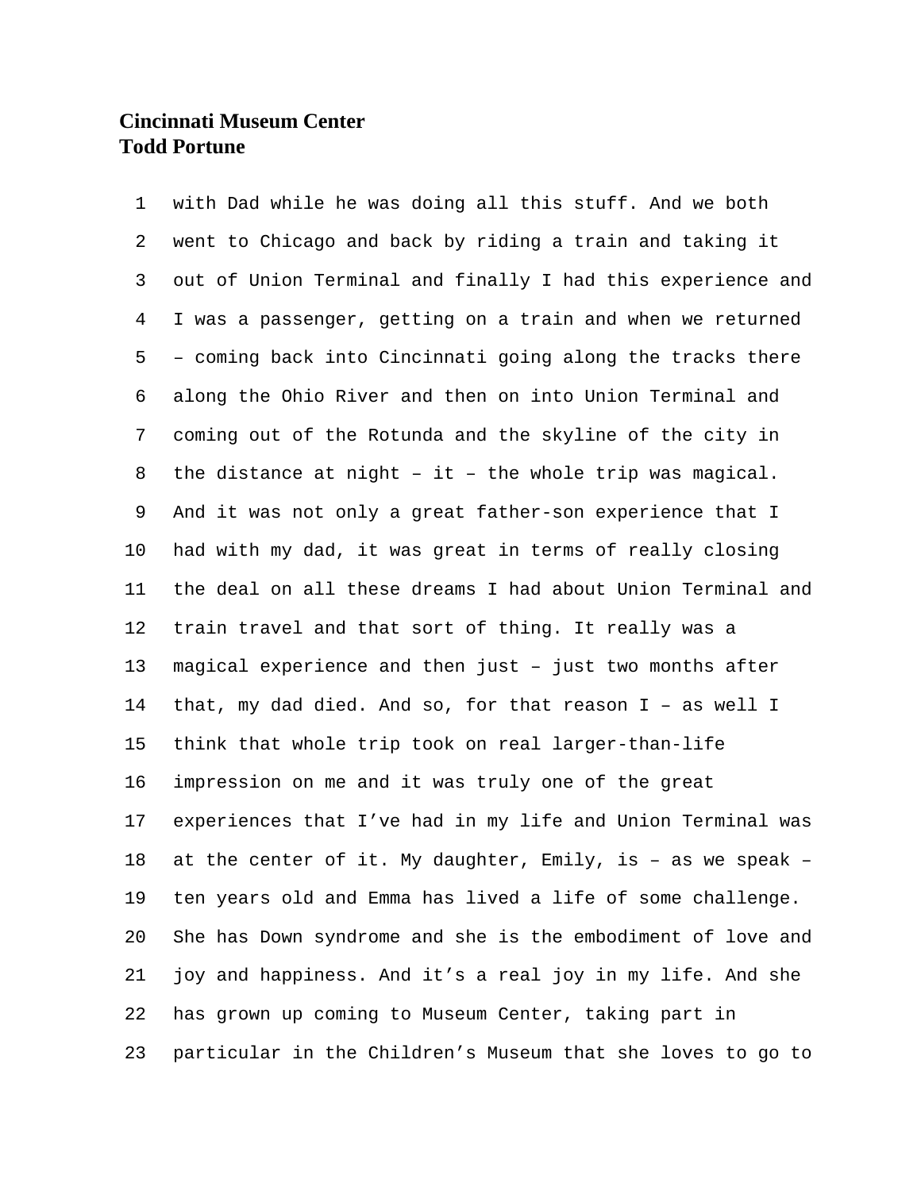**Cincinnati Museum Center**
**Todd Portune**

with Dad while he was doing all this stuff. And we both went to Chicago and back by riding a train and taking it out of Union Terminal and finally I had this experience and I was a passenger, getting on a train and when we returned – coming back into Cincinnati going along the tracks there along the Ohio River and then on into Union Terminal and coming out of the Rotunda and the skyline of the city in the distance at night – it – the whole trip was magical. And it was not only a great father-son experience that I had with my dad, it was great in terms of really closing the deal on all these dreams I had about Union Terminal and train travel and that sort of thing. It really was a magical experience and then just – just two months after that, my dad died. And so, for that reason I – as well I think that whole trip took on real larger-than-life impression on me and it was truly one of the great experiences that I've had in my life and Union Terminal was at the center of it. My daughter, Emily, is – as we speak – ten years old and Emma has lived a life of some challenge. She has Down syndrome and she is the embodiment of love and joy and happiness. And it's a real joy in my life. And she has grown up coming to Museum Center, taking part in particular in the Children's Museum that she loves to go to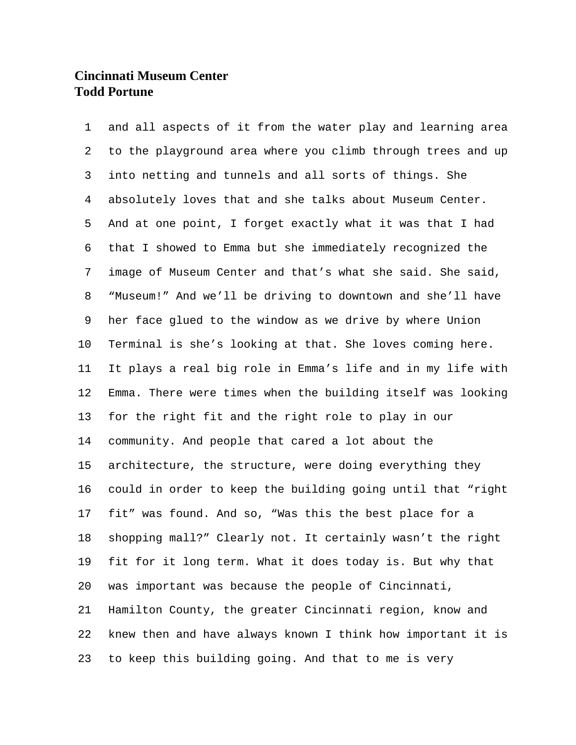**Cincinnati Museum Center**
**Todd Portune**

and all aspects of it from the water play and learning area to the playground area where you climb through trees and up into netting and tunnels and all sorts of things. She absolutely loves that and she talks about Museum Center. And at one point, I forget exactly what it was that I had that I showed to Emma but she immediately recognized the image of Museum Center and that's what she said. She said, "Museum!" And we'll be driving to downtown and she'll have her face glued to the window as we drive by where Union Terminal is she's looking at that. She loves coming here. It plays a real big role in Emma's life and in my life with Emma. There were times when the building itself was looking for the right fit and the right role to play in our community. And people that cared a lot about the architecture, the structure, were doing everything they could in order to keep the building going until that "right fit" was found. And so, "Was this the best place for a shopping mall?" Clearly not. It certainly wasn't the right fit for it long term. What it does today is. But why that was important was because the people of Cincinnati, Hamilton County, the greater Cincinnati region, know and knew then and have always known I think how important it is to keep this building going. And that to me is very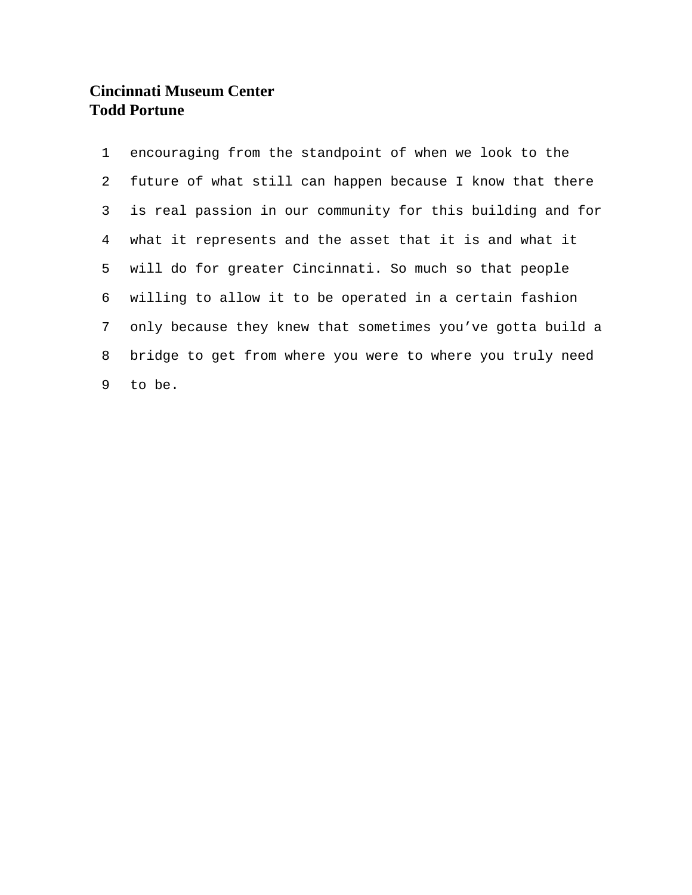**Cincinnati Museum Center**
**Todd Portune**

1 encouraging from the standpoint of when we look to the
2 future of what still can happen because I know that there
3 is real passion in our community for this building and for
4 what it represents and the asset that it is and what it
5 will do for greater Cincinnati. So much so that people
6 willing to allow it to be operated in a certain fashion
7 only because they knew that sometimes you've gotta build a
8 bridge to get from where you were to where you truly need
9 to be.